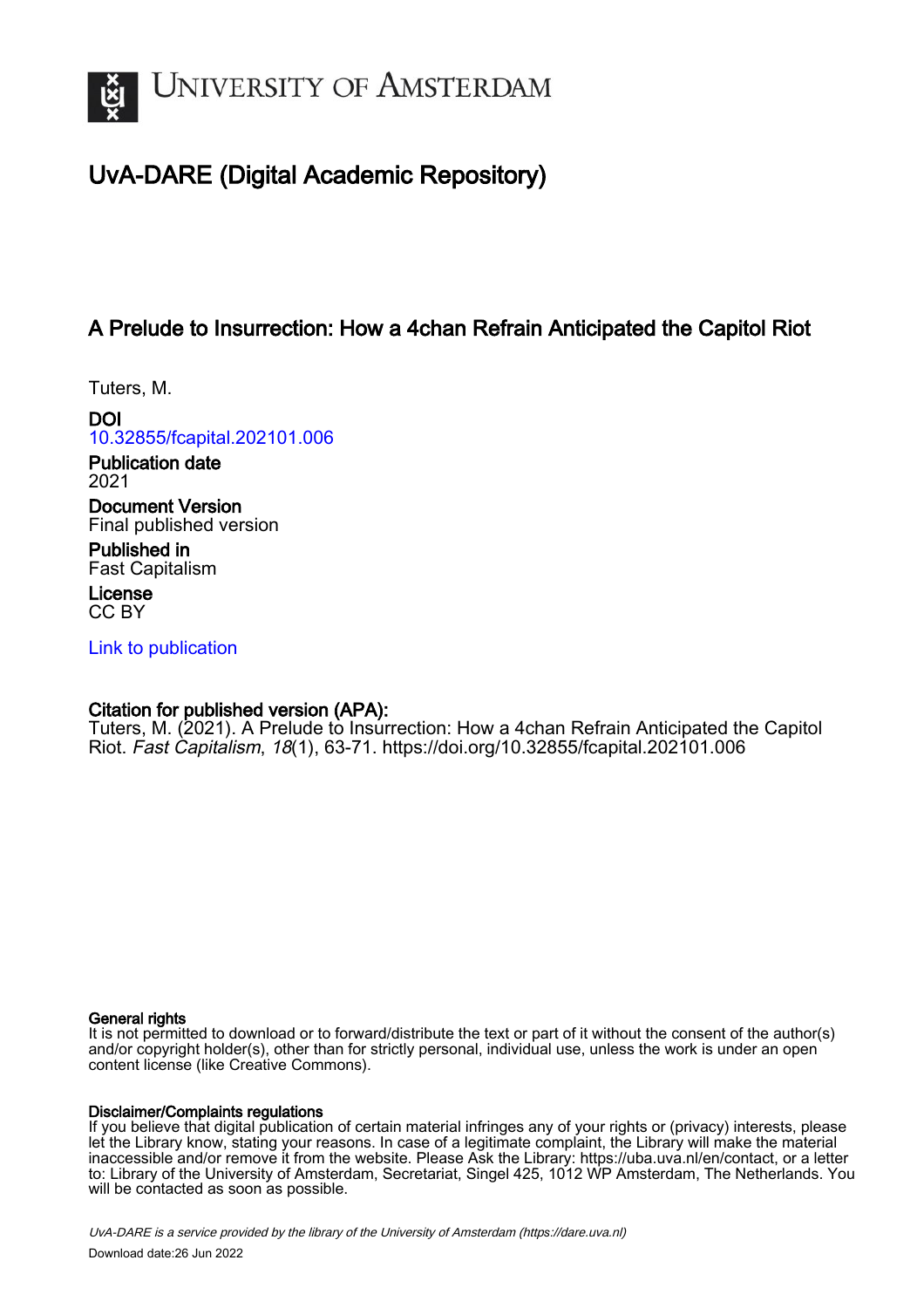UNIVERSITY OF AMSTERDAM

# UvA-DARE (Digital Academic Repository)

## A Prelude to Insurrection: How a 4chan Refrain Anticipated the Capitol Riot

Tuters, M.

**DOI**
10.32855/fcapital.202101.006

**Publication date**
2021

**Document Version**
Final published version

**Published in**
Fast Capitalism

**License**
CC BY

Link to publication

**Citation for published version (APA):**
Tuters, M. (2021). A Prelude to Insurrection: How a 4chan Refrain Anticipated the Capitol Riot. *Fast Capitalism*, *18*(1), 63-71. https://doi.org/10.32855/fcapital.202101.006

**General rights**
It is not permitted to download or to forward/distribute the text or part of it without the consent of the author(s) and/or copyright holder(s), other than for strictly personal, individual use, unless the work is under an open content license (like Creative Commons).

**Disclaimer/Complaints regulations**
If you believe that digital publication of certain material infringes any of your rights or (privacy) interests, please let the Library know, stating your reasons. In case of a legitimate complaint, the Library will make the material inaccessible and/or remove it from the website. Please Ask the Library: https://uba.uva.nl/en/contact, or a letter to: Library of the University of Amsterdam, Secretariat, Singel 425, 1012 WP Amsterdam, The Netherlands. You will be contacted as soon as possible.

*UvA-DARE is a service provided by the library of the University of Amsterdam (https://dare.uva.nl)*
Download date:26 Jun 2022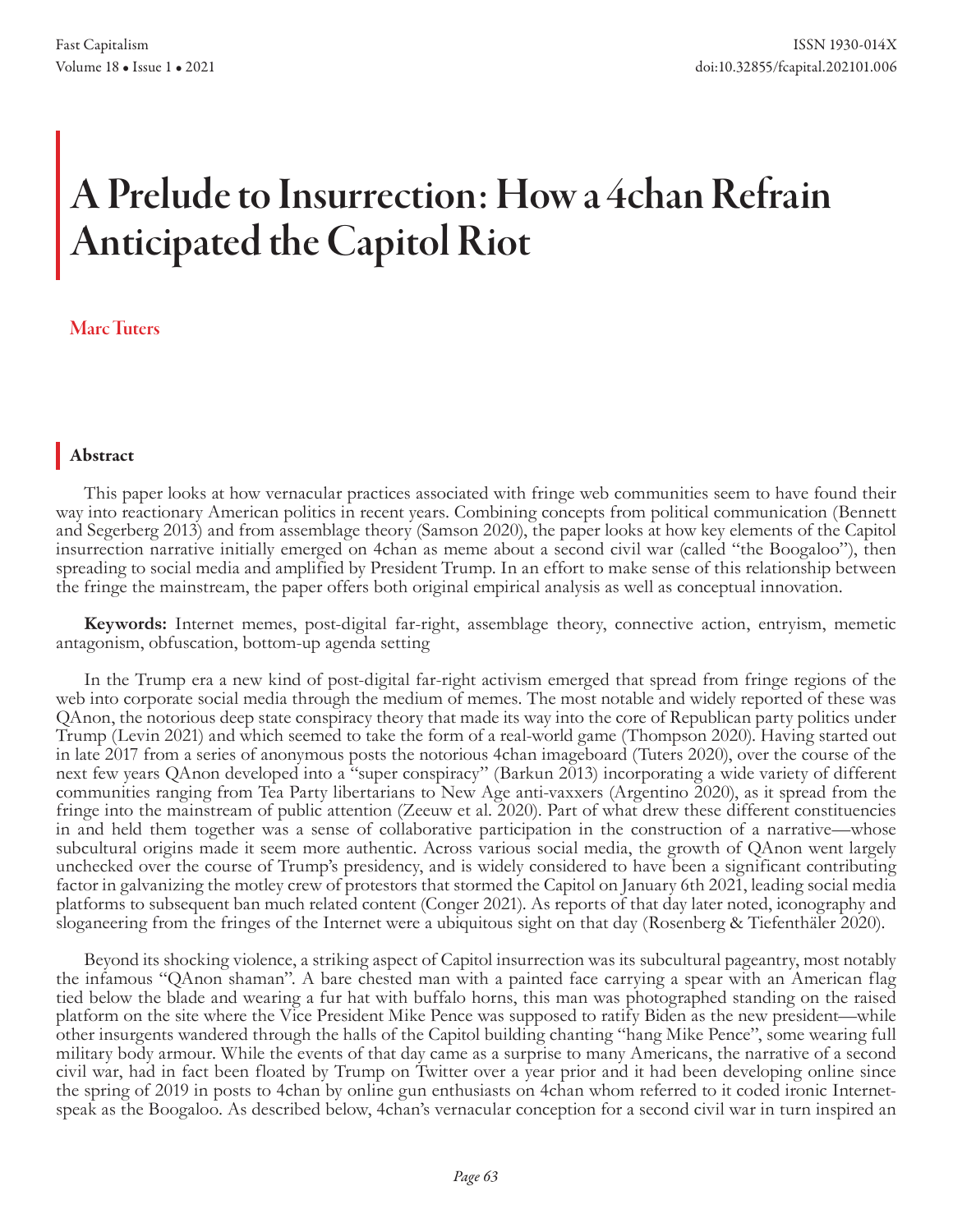# A Prelude to Insurrection: How a 4chan Refrain Anticipated the Capitol Riot

**Marc Tuters**

## Abstract

This paper looks at how vernacular practices associated with fringe web communities seem to have found their way into reactionary American politics in recent years. Combining concepts from political communication (Bennett and Segerberg 2013) and from assemblage theory (Samson 2020), the paper looks at how key elements of the Capitol insurrection narrative initially emerged on 4chan as meme about a second civil war (called "the Boogaloo"), then spreading to social media and amplified by President Trump. In an effort to make sense of this relationship between the fringe the mainstream, the paper offers both original empirical analysis as well as conceptual innovation.

**Keywords:** Internet memes, post-digital far-right, assemblage theory, connective action, entryism, memetic antagonism, obfuscation, bottom-up agenda setting

In the Trump era a new kind of post-digital far-right activism emerged that spread from fringe regions of the web into corporate social media through the medium of memes. The most notable and widely reported of these was QAnon, the notorious deep state conspiracy theory that made its way into the core of Republican party politics under Trump (Levin 2021) and which seemed to take the form of a real-world game (Thompson 2020). Having started out in late 2017 from a series of anonymous posts the notorious 4chan imageboard (Tuters 2020), over the course of the next few years QAnon developed into a "super conspiracy" (Barkun 2013) incorporating a wide variety of different communities ranging from Tea Party libertarians to New Age anti-vaxxers (Argentino 2020), as it spread from the fringe into the mainstream of public attention (Zeeuw et al. 2020). Part of what drew these different constituencies in and held them together was a sense of collaborative participation in the construction of a narrative—whose subcultural origins made it seem more authentic. Across various social media, the growth of QAnon went largely unchecked over the course of Trump's presidency, and is widely considered to have been a significant contributing factor in galvanizing the motley crew of protestors that stormed the Capitol on January 6th 2021, leading social media platforms to subsequent ban much related content (Conger 2021). As reports of that day later noted, iconography and sloganeering from the fringes of the Internet were a ubiquitous sight on that day (Rosenberg & Tiefenthäler 2020).

Beyond its shocking violence, a striking aspect of Capitol insurrection was its subcultural pageantry, most notably the infamous "QAnon shaman". A bare chested man with a painted face carrying a spear with an American flag tied below the blade and wearing a fur hat with buffalo horns, this man was photographed standing on the raised platform on the site where the Vice President Mike Pence was supposed to ratify Biden as the new president—while other insurgents wandered through the halls of the Capitol building chanting "hang Mike Pence", some wearing full military body armour. While the events of that day came as a surprise to many Americans, the narrative of a second civil war, had in fact been floated by Trump on Twitter over a year prior and it had been developing online since the spring of 2019 in posts to 4chan by online gun enthusiasts on 4chan whom referred to it coded ironic Internet-speak as the Boogaloo. As described below, 4chan's vernacular conception for a second civil war in turn inspired an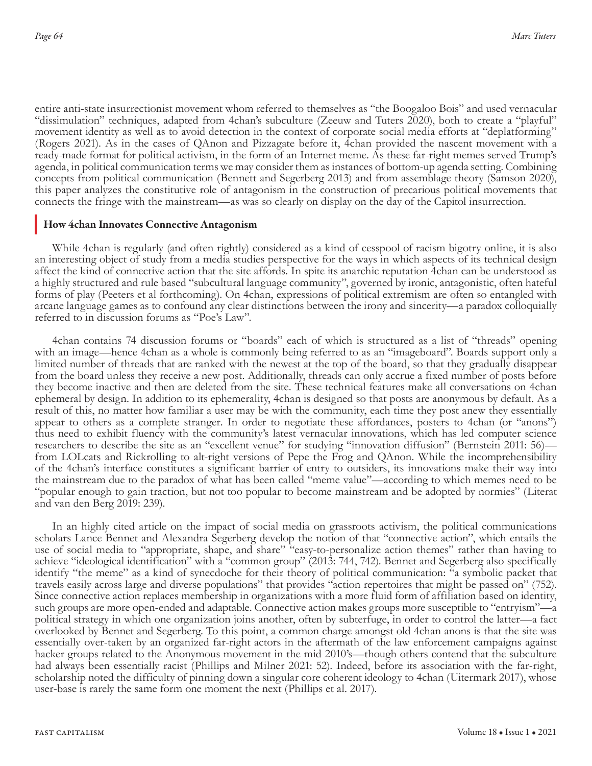entire anti-state insurrectionist movement whom referred to themselves as "the Boogaloo Bois" and used vernacular "dissimulation" techniques, adapted from 4chan's subculture (Zeeuw and Tuters 2020), both to create a "playful" movement identity as well as to avoid detection in the context of corporate social media efforts at "deplatforming" (Rogers 2021). As in the cases of QAnon and Pizzagate before it, 4chan provided the nascent movement with a ready-made format for political activism, in the form of an Internet meme. As these far-right memes served Trump's agenda, in political communication terms we may consider them as instances of bottom-up agenda setting. Combining concepts from political communication (Bennett and Segerberg 2013) and from assemblage theory (Samson 2020), this paper analyzes the constitutive role of antagonism in the construction of precarious political movements that connects the fringe with the mainstream—as was so clearly on display on the day of the Capitol insurrection.

## How 4chan Innovates Connective Antagonism

While 4chan is regularly (and often rightly) considered as a kind of cesspool of racism bigotry online, it is also an interesting object of study from a media studies perspective for the ways in which aspects of its technical design affect the kind of connective action that the site affords. In spite its anarchic reputation 4chan can be understood as a highly structured and rule based "subcultural language community", governed by ironic, antagonistic, often hateful forms of play (Peeters et al forthcoming). On 4chan, expressions of political extremism are often so entangled with arcane language games as to confound any clear distinctions between the irony and sincerity—a paradox colloquially referred to in discussion forums as "Poe's Law".

4chan contains 74 discussion forums or "boards" each of which is structured as a list of "threads" opening with an image—hence 4chan as a whole is commonly being referred to as an "imageboard". Boards support only a limited number of threads that are ranked with the newest at the top of the board, so that they gradually disappear from the board unless they receive a new post. Additionally, threads can only accrue a fixed number of posts before they become inactive and then are deleted from the site. These technical features make all conversations on 4chan ephemeral by design. In addition to its ephemerality, 4chan is designed so that posts are anonymous by default. As a result of this, no matter how familiar a user may be with the community, each time they post anew they essentially appear to others as a complete stranger. In order to negotiate these affordances, posters to 4chan (or "anons") thus need to exhibit fluency with the community's latest vernacular innovations, which has led computer science researchers to describe the site as an "excellent venue" for studying "innovation diffusion" (Bernstein 2011: 56)—from LOLcats and Rickrolling to alt-right versions of Pepe the Frog and QAnon. While the incomprehensibility of the 4chan's interface constitutes a significant barrier of entry to outsiders, its innovations make their way into the mainstream due to the paradox of what has been called "meme value"—according to which memes need to be "popular enough to gain traction, but not too popular to become mainstream and be adopted by normies" (Literat and van den Berg 2019: 239).

In an highly cited article on the impact of social media on grassroots activism, the political communications scholars Lance Bennet and Alexandra Segerberg develop the notion of that "connective action", which entails the use of social media to "appropriate, shape, and share" "easy-to-personalize action themes" rather than having to achieve "ideological identification" with a "common group" (2013: 744, 742). Bennet and Segerberg also specifically identify "the meme" as a kind of synecdoche for their theory of political communication: "a symbolic packet that travels easily across large and diverse populations" that provides "action repertoires that might be passed on" (752). Since connective action replaces membership in organizations with a more fluid form of affiliation based on identity, such groups are more open-ended and adaptable. Connective action makes groups more susceptible to "entryism"—a political strategy in which one organization joins another, often by subterfuge, in order to control the latter—a fact overlooked by Bennet and Segerberg. To this point, a common charge amongst old 4chan anons is that the site was essentially over-taken by an organized far-right actors in the aftermath of the law enforcement campaigns against hacker groups related to the Anonymous movement in the mid 2010's—though others contend that the subculture had always been essentially racist (Phillips and Milner 2021: 52). Indeed, before its association with the far-right, scholarship noted the difficulty of pinning down a singular core coherent ideology to 4chan (Uitermark 2017), whose user-base is rarely the same form one moment the next (Phillips et al. 2017).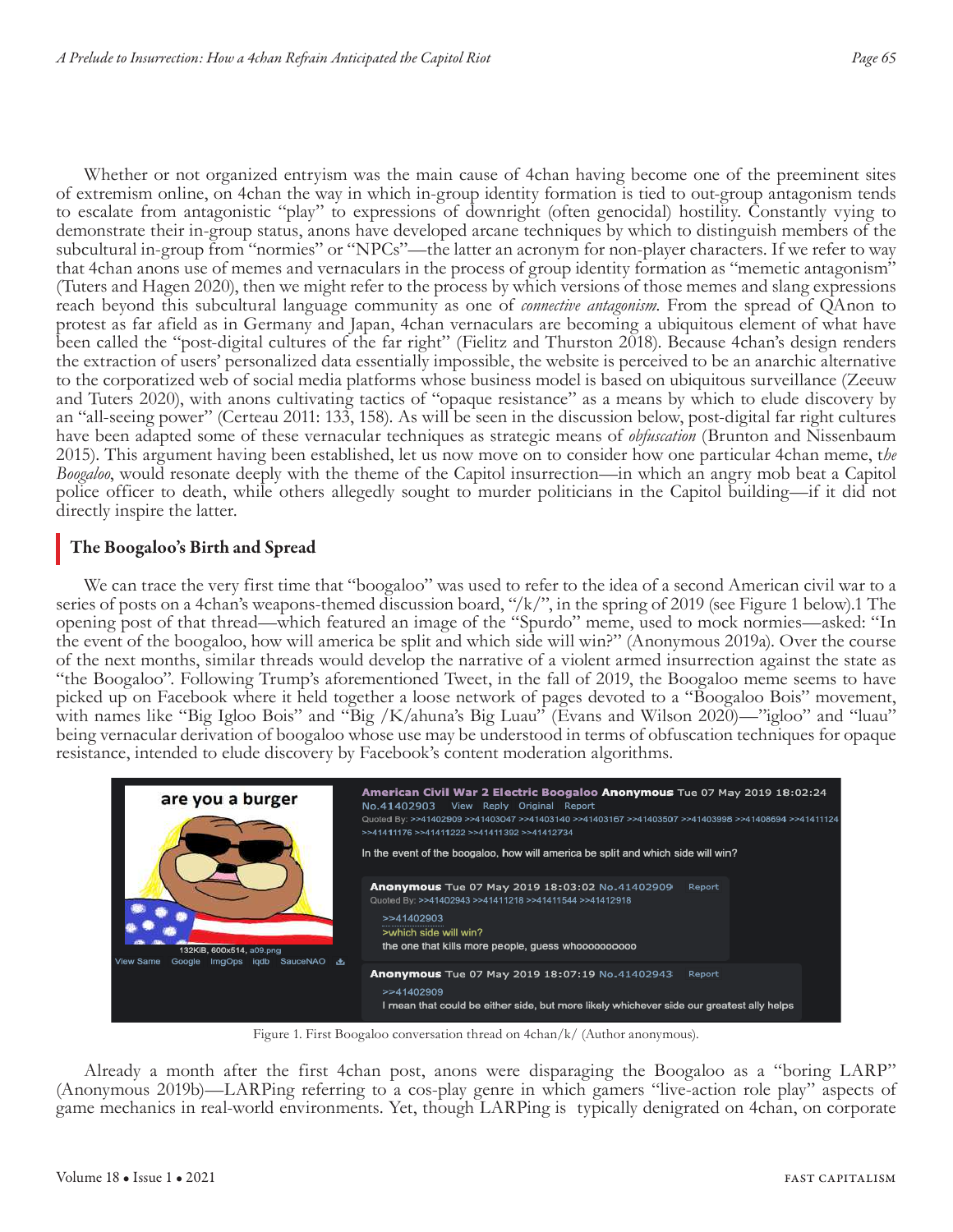Whether or not organized entryism was the main cause of 4chan having become one of the preeminent sites of extremism online, on 4chan the way in which in-group identity formation is tied to out-group antagonism tends to escalate from antagonistic "play" to expressions of downright (often genocidal) hostility. Constantly vying to demonstrate their in-group status, anons have developed arcane techniques by which to distinguish members of the subcultural in-group from "normies" or "NPCs"—the latter an acronym for non-player characters. If we refer to way that 4chan anons use of memes and vernaculars in the process of group identity formation as "memetic antagonism" (Tuters and Hagen 2020), then we might refer to the process by which versions of those memes and slang expressions reach beyond this subcultural language community as one of *connective antagonism*. From the spread of QAnon to protest as far afield as in Germany and Japan, 4chan vernaculars are becoming a ubiquitous element of what have been called the "post-digital cultures of the far right" (Fielitz and Thurston 2018). Because 4chan's design renders the extraction of users' personalized data essentially impossible, the website is perceived to be an anarchic alternative to the corporatized web of social media platforms whose business model is based on ubiquitous surveillance (Zeeuw and Tuters 2020), with anons cultivating tactics of "opaque resistance" as a means by which to elude discovery by an "all-seeing power" (Certeau 2011: 133, 158). As will be seen in the discussion below, post-digital far right cultures have been adapted some of these vernacular techniques as strategic means of *obfuscation* (Brunton and Nissenbaum 2015). This argument having been established, let us now move on to consider how one particular 4chan meme, t*he Boogaloo*, would resonate deeply with the theme of the Capitol insurrection—in which an angry mob beat a Capitol police officer to death, while others allegedly sought to murder politicians in the Capitol building—if it did not directly inspire the latter.

## The Boogaloo's Birth and Spread

We can trace the very first time that "boogaloo" was used to refer to the idea of a second American civil war to a series of posts on a 4chan's weapons-themed discussion board, "/k/", in the spring of 2019 (see Figure 1 below).1 The opening post of that thread—which featured an image of the "Spurdo" meme, used to mock normies—asked: "In the event of the boogaloo, how will america be split and which side will win?" (Anonymous 2019a). Over the course of the next months, similar threads would develop the narrative of a violent armed insurrection against the state as "the Boogaloo". Following Trump's aforementioned Tweet, in the fall of 2019, the Boogaloo meme seems to have picked up on Facebook where it held together a loose network of pages devoted to a "Boogaloo Bois" movement, with names like "Big Igloo Bois" and "Big /K/ahuna's Big Luau" (Evans and Wilson 2020)—"igloo" and "luau" being vernacular derivation of boogaloo whose use may be understood in terms of obfuscation techniques for opaque resistance, intended to elude discovery by Facebook's content moderation algorithms.

Figure 1. First Boogaloo conversation thread on 4chan/k/ (Author anonymous).

Already a month after the first 4chan post, anons were disparaging the Boogaloo as a "boring LARP" (Anonymous 2019b)—LARPing referring to a cos-play genre in which gamers "live-action role play" aspects of game mechanics in real-world environments. Yet, though LARPing is typically denigrated on 4chan, on corporate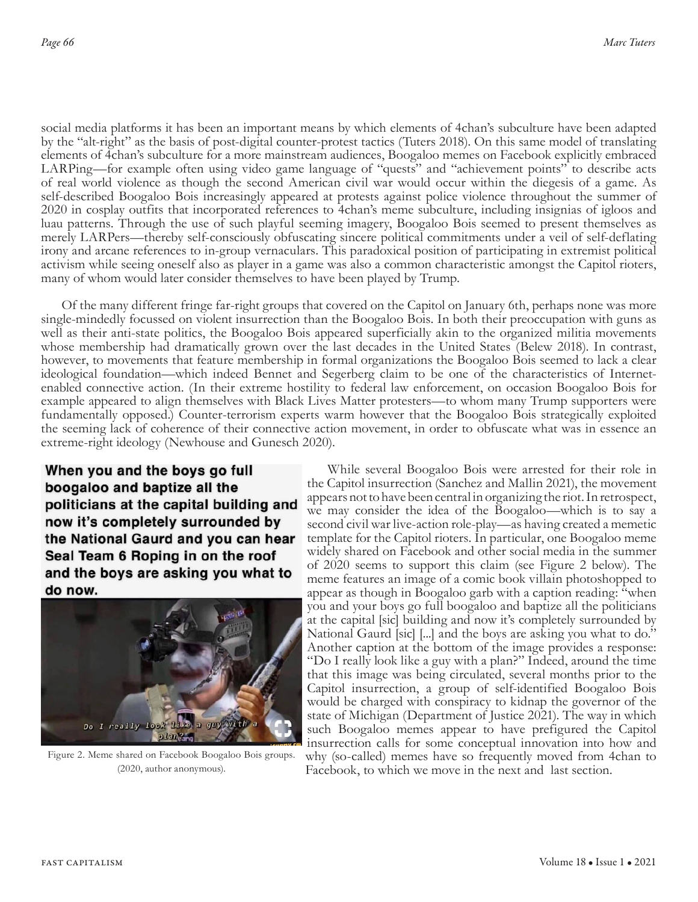social media platforms it has been an important means by which elements of 4chan's subculture have been adapted by the "alt-right" as the basis of post-digital counter-protest tactics (Tuters 2018). On this same model of translating elements of 4chan's subculture for a more mainstream audiences, Boogaloo memes on Facebook explicitly embraced LARPing—for example often using video game language of "quests" and "achievement points" to describe acts of real world violence as though the second American civil war would occur within the diegesis of a game. As self-described Boogaloo Bois increasingly appeared at protests against police violence throughout the summer of 2020 in cosplay outfits that incorporated references to 4chan's meme subculture, including insignias of igloos and luau patterns. Through the use of such playful seeming imagery, Boogaloo Bois seemed to present themselves as merely LARPers—thereby self-consciously obfuscating sincere political commitments under a veil of self-deflating irony and arcane references to in-group vernaculars. This paradoxical position of participating in extremist political activism while seeing oneself also as player in a game was also a common characteristic amongst the Capitol rioters, many of whom would later consider themselves to have been played by Trump.

Of the many different fringe far-right groups that covered on the Capitol on January 6th, perhaps none was more single-mindedly focussed on violent insurrection than the Boogaloo Bois. In both their preoccupation with guns as well as their anti-state politics, the Boogaloo Bois appeared superficially akin to the organized militia movements whose membership had dramatically grown over the last decades in the United States (Belew 2018). In contrast, however, to movements that feature membership in formal organizations the Boogaloo Bois seemed to lack a clear ideological foundation—which indeed Bennet and Segerberg claim to be one of the characteristics of Internet-enabled connective action. (In their extreme hostility to federal law enforcement, on occasion Boogaloo Bois for example appeared to align themselves with Black Lives Matter protesters—to whom many Trump supporters were fundamentally opposed.) Counter-terrorism experts warm however that the Boogaloo Bois strategically exploited the seeming lack of coherence of their connective action movement, in order to obfuscate what was in essence an extreme-right ideology (Newhouse and Gunesch 2020).

Figure 2. Meme shared on Facebook Boogaloo Bois groups. (2020, author anonymous).

While several Boogaloo Bois were arrested for their role in the Capitol insurrection (Sanchez and Mallin 2021), the movement appears not to have been central in organizing the riot. In retrospect, we may consider the idea of the Boogaloo—which is to say a second civil war live-action role-play—as having created a memetic template for the Capitol rioters. In particular, one Boogaloo meme widely shared on Facebook and other social media in the summer of 2020 seems to support this claim (see Figure 2 below). The meme features an image of a comic book villain photoshopped to appear as though in Boogaloo garb with a caption reading: "when you and your boys go full boogaloo and baptize all the politicians at the capital [sic] building and now it's completely surrounded by National Gaurd [sic] [...] and the boys are asking you what to do." Another caption at the bottom of the image provides a response: "Do I really look like a guy with a plan?" Indeed, around the time that this image was being circulated, several months prior to the Capitol insurrection, a group of self-identified Boogaloo Bois would be charged with conspiracy to kidnap the governor of the state of Michigan (Department of Justice 2021). The way in which such Boogaloo memes appear to have prefigured the Capitol insurrection calls for some conceptual innovation into how and why (so-called) memes have so frequently moved from 4chan to Facebook, to which we move in the next and last section.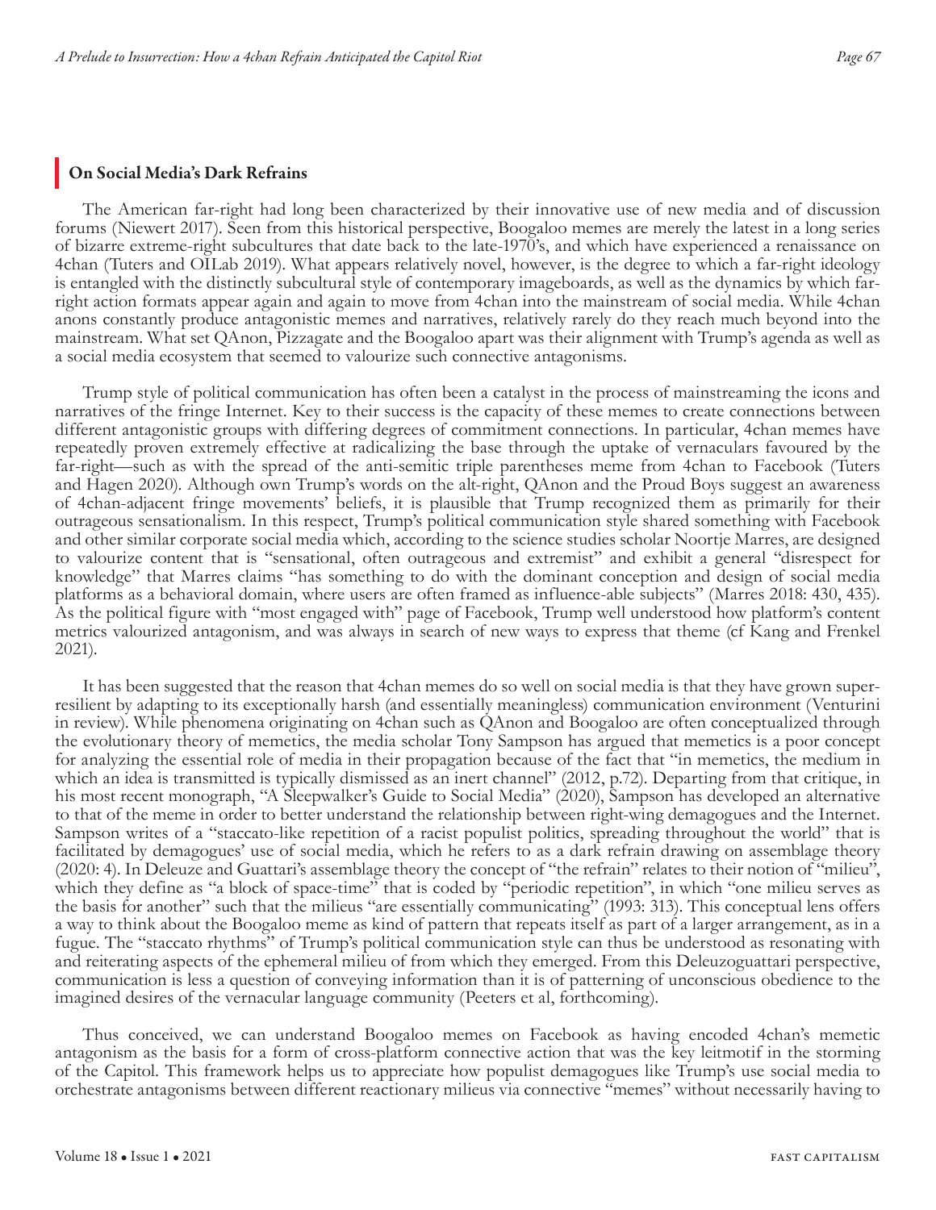## On Social Media's Dark Refrains

The American far-right had long been characterized by their innovative use of new media and of discussion forums (Niewert 2017). Seen from this historical perspective, Boogaloo memes are merely the latest in a long series of bizarre extreme-right subcultures that date back to the late-1970's, and which have experienced a renaissance on 4chan (Tuters and OILab 2019). What appears relatively novel, however, is the degree to which a far-right ideology is entangled with the distinctly subcultural style of contemporary imageboards, as well as the dynamics by which far-right action formats appear again and again to move from 4chan into the mainstream of social media. While 4chan anons constantly produce antagonistic memes and narratives, relatively rarely do they reach much beyond into the mainstream. What set QAnon, Pizzagate and the Boogaloo apart was their alignment with Trump's agenda as well as a social media ecosystem that seemed to valourize such connective antagonisms.

Trump style of political communication has often been a catalyst in the process of mainstreaming the icons and narratives of the fringe Internet. Key to their success is the capacity of these memes to create connections between different antagonistic groups with differing degrees of commitment connections. In particular, 4chan memes have repeatedly proven extremely effective at radicalizing the base through the uptake of vernaculars favoured by the far-right—such as with the spread of the anti-semitic triple parentheses meme from 4chan to Facebook (Tuters and Hagen 2020). Although own Trump's words on the alt-right, QAnon and the Proud Boys suggest an awareness of 4chan-adjacent fringe movements' beliefs, it is plausible that Trump recognized them as primarily for their outrageous sensationalism. In this respect, Trump's political communication style shared something with Facebook and other similar corporate social media which, according to the science studies scholar Noortje Marres, are designed to valourize content that is "sensational, often outrageous and extremist" and exhibit a general "disrespect for knowledge" that Marres claims "has something to do with the dominant conception and design of social media platforms as a behavioral domain, where users are often framed as influence-able subjects" (Marres 2018: 430, 435). As the political figure with "most engaged with" page of Facebook, Trump well understood how platform's content metrics valourized antagonism, and was always in search of new ways to express that theme (cf Kang and Frenkel 2021).

It has been suggested that the reason that 4chan memes do so well on social media is that they have grown super-resilient by adapting to its exceptionally harsh (and essentially meaningless) communication environment (Venturini in review). While phenomena originating on 4chan such as QAnon and Boogaloo are often conceptualized through the evolutionary theory of memetics, the media scholar Tony Sampson has argued that memetics is a poor concept for analyzing the essential role of media in their propagation because of the fact that "in memetics, the medium in which an idea is transmitted is typically dismissed as an inert channel" (2012, p.72). Departing from that critique, in his most recent monograph, "A Sleepwalker's Guide to Social Media" (2020), Sampson has developed an alternative to that of the meme in order to better understand the relationship between right-wing demagogues and the Internet. Sampson writes of a "staccato-like repetition of a racist populist politics, spreading throughout the world" that is facilitated by demagogues' use of social media, which he refers to as a dark refrain drawing on assemblage theory (2020: 4). In Deleuze and Guattari's assemblage theory the concept of "the refrain" relates to their notion of "milieu", which they define as "a block of space-time" that is coded by "periodic repetition", in which "one milieu serves as the basis for another" such that the milieus "are essentially communicating" (1993: 313). This conceptual lens offers a way to think about the Boogaloo meme as kind of pattern that repeats itself as part of a larger arrangement, as in a fugue. The "staccato rhythms" of Trump's political communication style can thus be understood as resonating with and reiterating aspects of the ephemeral milieu of from which they emerged. From this Deleuzoguattari perspective, communication is less a question of conveying information than it is of patterning of unconscious obedience to the imagined desires of the vernacular language community (Peeters et al, forthcoming).

Thus conceived, we can understand Boogaloo memes on Facebook as having encoded 4chan's memetic antagonism as the basis for a form of cross-platform connective action that was the key leitmotif in the storming of the Capitol. This framework helps us to appreciate how populist demagogues like Trump's use social media to orchestrate antagonisms between different reactionary milieus via connective "memes" without necessarily having to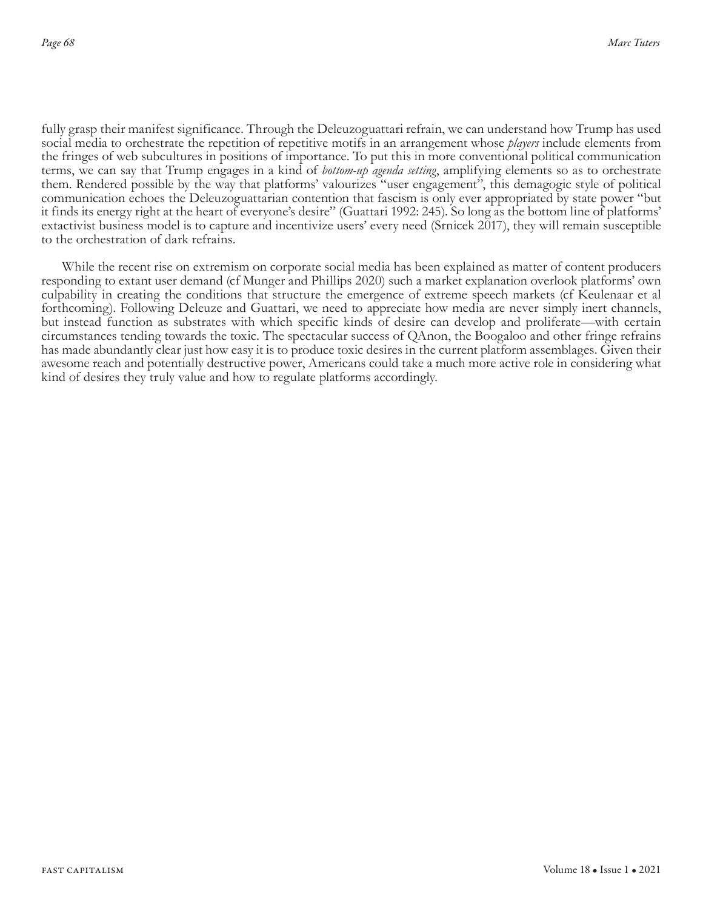fully grasp their manifest significance. Through the Deleuzoguattari refrain, we can understand how Trump has used social media to orchestrate the repetition of repetitive motifs in an arrangement whose *players* include elements from the fringes of web subcultures in positions of importance. To put this in more conventional political communication terms, we can say that Trump engages in a kind of *bottom-up agenda setting*, amplifying elements so as to orchestrate them. Rendered possible by the way that platforms' valourizes "user engagement", this demagogic style of political communication echoes the Deleuzoguattarian contention that fascism is only ever appropriated by state power "but it finds its energy right at the heart of everyone's desire" (Guattari 1992: 245). So long as the bottom line of platforms' extactivist business model is to capture and incentivize users' every need (Srnicek 2017), they will remain susceptible to the orchestration of dark refrains.

While the recent rise on extremism on corporate social media has been explained as matter of content producers responding to extant user demand (cf Munger and Phillips 2020) such a market explanation overlook platforms' own culpability in creating the conditions that structure the emergence of extreme speech markets (cf Keulenaar et al forthcoming). Following Deleuze and Guattari, we need to appreciate how media are never simply inert channels, but instead function as substrates with which specific kinds of desire can develop and proliferate—with certain circumstances tending towards the toxic. The spectacular success of QAnon, the Boogaloo and other fringe refrains has made abundantly clear just how easy it is to produce toxic desires in the current platform assemblages. Given their awesome reach and potentially destructive power, Americans could take a much more active role in considering what kind of desires they truly value and how to regulate platforms accordingly.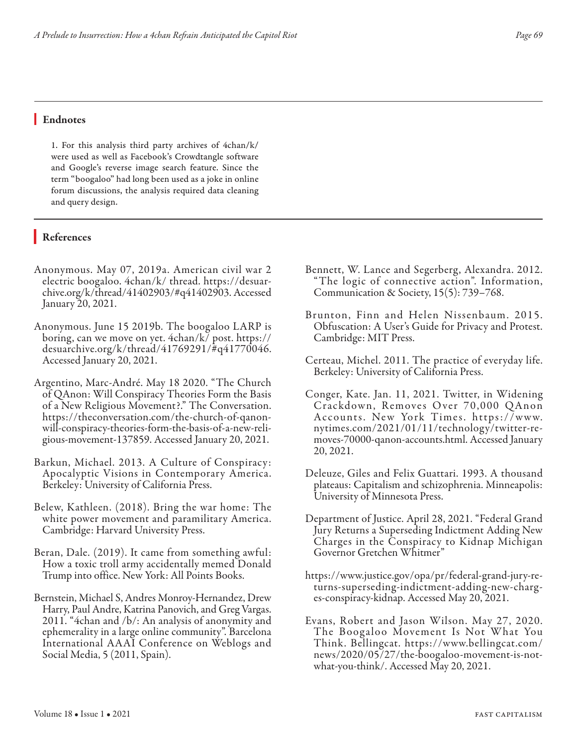## Endnotes

1. For this analysis third party archives of 4chan/k/ were used as well as Facebook's Crowdtangle software and Google's reverse image search feature. Since the term "boogaloo" had long been used as a joke in online forum discussions, the analysis required data cleaning and query design.

## References

Anonymous. May 07, 2019a. American civil war 2 electric boogaloo. 4chan/k/ thread. https://desuarchive.org/k/thread/41402903/#q41402903. Accessed January 20, 2021.

Anonymous. June 15 2019b. The boogaloo LARP is boring, can we move on yet. 4chan/k/ post. https://desuarchive.org/k/thread/41769291/#q41770046. Accessed January 20, 2021.

Argentino, Marc-André. May 18 2020. "The Church of QAnon: Will Conspiracy Theories Form the Basis of a New Religious Movement?." The Conversation. https://theconversation.com/the-church-of-qanon-will-conspiracy-theories-form-the-basis-of-a-new-religious-movement-137859. Accessed January 20, 2021.

Barkun, Michael. 2013. A Culture of Conspiracy: Apocalyptic Visions in Contemporary America. Berkeley: University of California Press.

Belew, Kathleen. (2018). Bring the war home: The white power movement and paramilitary America. Cambridge: Harvard University Press.

Beran, Dale. (2019). It came from something awful: How a toxic troll army accidentally memed Donald Trump into office. New York: All Points Books.

Bernstein, Michael S, Andres Monroy-Hernandez, Drew Harry, Paul Andre, Katrina Panovich, and Greg Vargas. 2011. "4chan and /b/: An analysis of anonymity and ephemerality in a large online community". Barcelona International AAAI Conference on Weblogs and Social Media, 5 (2011, Spain).

Bennett, W. Lance and Segerberg, Alexandra. 2012. "The logic of connective action". Information, Communication & Society, 15(5): 739–768.

Brunton, Finn and Helen Nissenbaum. 2015. Obfuscation: A User's Guide for Privacy and Protest. Cambridge: MIT Press.

Certeau, Michel. 2011. The practice of everyday life. Berkeley: University of California Press.

Conger, Kate. Jan. 11, 2021. Twitter, in Widening Crackdown, Removes Over 70,000 QAnon Accounts. New York Times. https://www.nytimes.com/2021/01/11/technology/twitter-removes-70000-qanon-accounts.html. Accessed January 20, 2021.

Deleuze, Giles and Felix Guattari. 1993. A thousand plateaus: Capitalism and schizophrenia. Minneapolis: University of Minnesota Press.

Department of Justice. April 28, 2021. "Federal Grand Jury Returns a Superseding Indictment Adding New Charges in the Conspiracy to Kidnap Michigan Governor Gretchen Whitmer"

https://www.justice.gov/opa/pr/federal-grand-jury-returns-superseding-indictment-adding-new-charges-conspiracy-kidnap. Accessed May 20, 2021.

Evans, Robert and Jason Wilson. May 27, 2020. The Boogaloo Movement Is Not What You Think. Bellingcat. https://www.bellingcat.com/news/2020/05/27/the-boogaloo-movement-is-not-what-you-think/. Accessed May 20, 2021.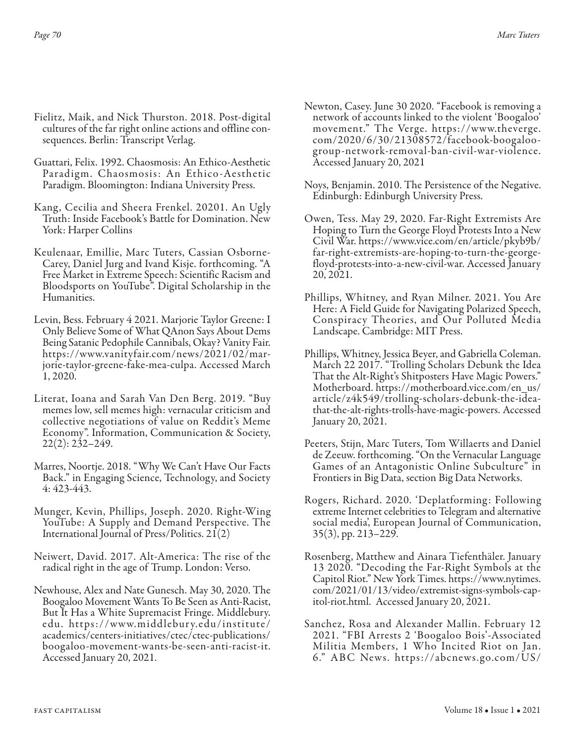Fielitz, Maik, and Nick Thurston. 2018. Post-digital cultures of the far right online actions and offline consequences. Berlin: Transcript Verlag.

Guattari, Felix. 1992. Chaosmosis: An Ethico-Aesthetic Paradigm. Chaosmosis: An Ethico-Aesthetic Paradigm. Bloomington: Indiana University Press.

Kang, Cecilia and Sheera Frenkel. 20201. An Ugly Truth: Inside Facebook's Battle for Domination. New York: Harper Collins

Keulenaar, Emillie, Marc Tuters, Cassian Osborne-Carey, Daniel Jurg and Ivand Kisje. forthcoming. "A Free Market in Extreme Speech: Scientific Racism and Bloodsports on YouTube". Digital Scholarship in the Humanities.

Levin, Bess. February 4 2021. Marjorie Taylor Greene: I Only Believe Some of What QAnon Says About Dems Being Satanic Pedophile Cannibals, Okay? Vanity Fair. https://www.vanityfair.com/news/2021/02/marjorie-taylor-greene-fake-mea-culpa. Accessed March 1, 2020.

Literat, Ioana and Sarah Van Den Berg. 2019. "Buy memes low, sell memes high: vernacular criticism and collective negotiations of value on Reddit's Meme Economy". Information, Communication & Society, 22(2): 232–249.

Marres, Noortje. 2018. "Why We Can't Have Our Facts Back." in Engaging Science, Technology, and Society 4: 423-443.

Munger, Kevin, Phillips, Joseph. 2020. Right-Wing YouTube: A Supply and Demand Perspective. The International Journal of Press/Politics. 21(2)

Neiwert, David. 2017. Alt-America: The rise of the radical right in the age of Trump. London: Verso.

Newhouse, Alex and Nate Gunesch. May 30, 2020. The Boogaloo Movement Wants To Be Seen as Anti-Racist, But It Has a White Supremacist Fringe. Middlebury.edu. https://www.middlebury.edu/institute/academics/centers-initiatives/ctec/ctec-publications/boogaloo-movement-wants-be-seen-anti-racist-it. Accessed January 20, 2021.

Newton, Casey. June 30 2020. "Facebook is removing a network of accounts linked to the violent 'Boogaloo' movement." The Verge. https://www.theverge.com/2020/6/30/21308572/facebook-boogaloo-group-network-removal-ban-civil-war-violence. Accessed January 20, 2021

Noys, Benjamin. 2010. The Persistence of the Negative. Edinburgh: Edinburgh University Press.

Owen, Tess. May 29, 2020. Far-Right Extremists Are Hoping to Turn the George Floyd Protests Into a New Civil War. https://www.vice.com/en/article/pkyb9b/far-right-extremists-are-hoping-to-turn-the-george-floyd-protests-into-a-new-civil-war. Accessed January 20, 2021.

Phillips, Whitney, and Ryan Milner. 2021. You Are Here: A Field Guide for Navigating Polarized Speech, Conspiracy Theories, and Our Polluted Media Landscape. Cambridge: MIT Press.

Phillips, Whitney, Jessica Beyer, and Gabriella Coleman. March 22 2017. "Trolling Scholars Debunk the Idea That the Alt-Right's Shitposters Have Magic Powers." Motherboard. https://motherboard.vice.com/en_us/article/z4k549/trolling-scholars-debunk-the-idea-that-the-alt-rights-trolls-have-magic-powers. Accessed January 20, 2021.

Peeters, Stijn, Marc Tuters, Tom Willaerts and Daniel de Zeeuw. forthcoming. "On the Vernacular Language Games of an Antagonistic Online Subculture" in Frontiers in Big Data, section Big Data Networks.

Rogers, Richard. 2020. 'Deplatforming: Following extreme Internet celebrities to Telegram and alternative social media', European Journal of Communication, 35(3), pp. 213–229.

Rosenberg, Matthew and Ainara Tiefenthäler. January 13 2020. "Decoding the Far-Right Symbols at the Capitol Riot." New York Times. https://www.nytimes.com/2021/01/13/video/extremist-signs-symbols-capitol-riot.html. Accessed January 20, 2021.

Sanchez, Rosa and Alexander Mallin. February 12 2021. "FBI Arrests 2 'Boogaloo Bois'-Associated Militia Members, 1 Who Incited Riot on Jan. 6." ABC News. https://abcnews.go.com/US/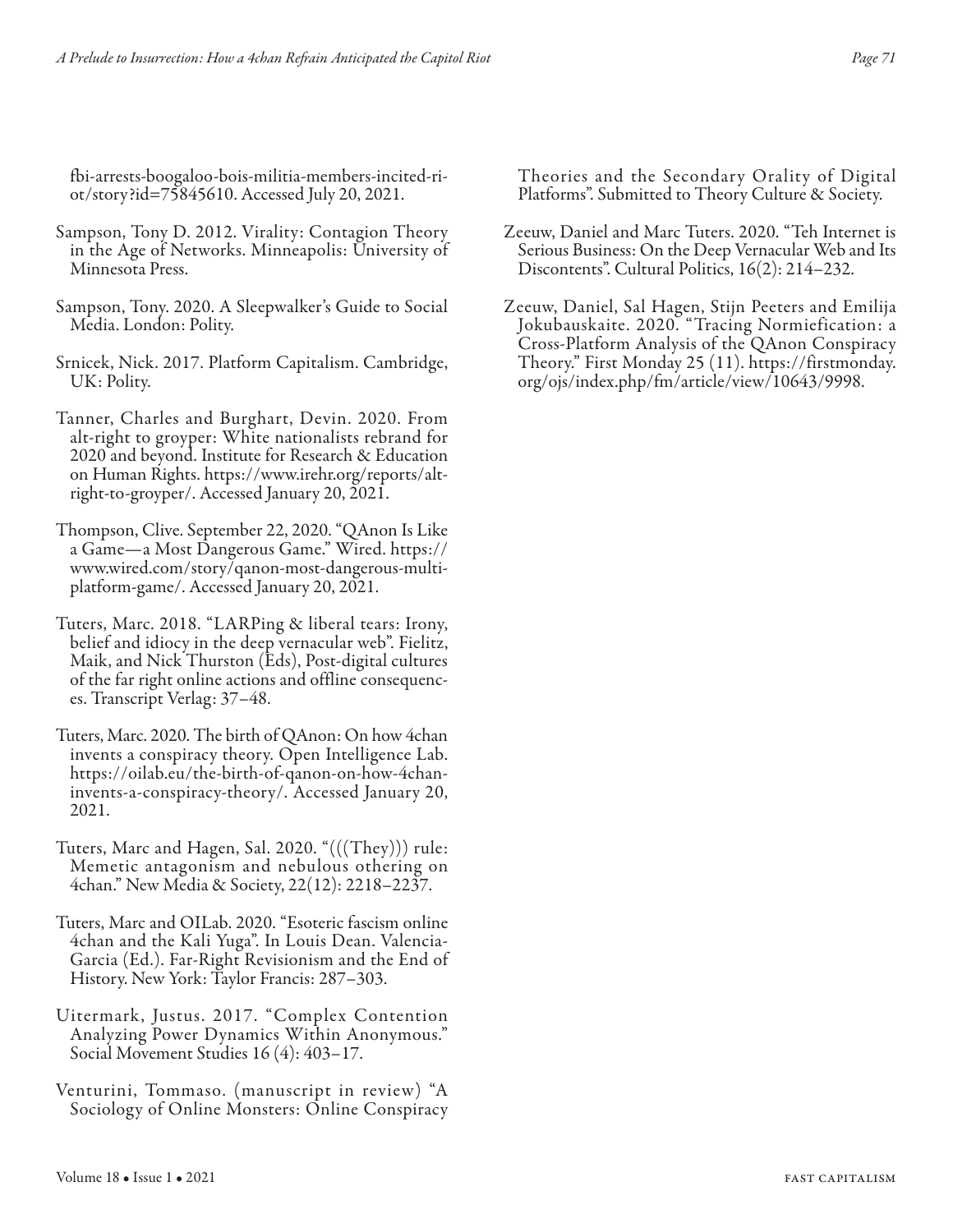fbi-arrests-boogaloo-bois-militia-members-incited-riot/story?id=75845610. Accessed July 20, 2021.

Sampson, Tony D. 2012. Virality: Contagion Theory in the Age of Networks. Minneapolis: University of Minnesota Press.

Sampson, Tony. 2020. A Sleepwalker's Guide to Social Media. London: Polity.

Srnicek, Nick. 2017. Platform Capitalism. Cambridge, UK: Polity.

Tanner, Charles and Burghart, Devin. 2020. From alt-right to groyper: White nationalists rebrand for 2020 and beyond. Institute for Research & Education on Human Rights. https://www.irehr.org/reports/alt-right-to-groyper/. Accessed January 20, 2021.

Thompson, Clive. September 22, 2020. "QAnon Is Like a Game—a Most Dangerous Game." Wired. https://www.wired.com/story/qanon-most-dangerous-multi-platform-game/. Accessed January 20, 2021.

Tuters, Marc. 2018. "LARPing & liberal tears: Irony, belief and idiocy in the deep vernacular web". Fielitz, Maik, and Nick Thurston (Eds), Post-digital cultures of the far right online actions and offline consequences. Transcript Verlag: 37–48.

Tuters, Marc. 2020. The birth of QAnon: On how 4chan invents a conspiracy theory. Open Intelligence Lab. https://oilab.eu/the-birth-of-qanon-on-how-4chan-invents-a-conspiracy-theory/. Accessed January 20, 2021.

Tuters, Marc and Hagen, Sal. 2020. "(((They))) rule: Memetic antagonism and nebulous othering on 4chan." New Media & Society, 22(12): 2218–2237.

Tuters, Marc and OILab. 2020. "Esoteric fascism online 4chan and the Kali Yuga". In Louis Dean. Valencia-Garcia (Ed.). Far-Right Revisionism and the End of History. New York: Taylor Francis: 287–303.

Uitermark, Justus. 2017. "Complex Contention Analyzing Power Dynamics Within Anonymous." Social Movement Studies 16 (4): 403–17.

Venturini, Tommaso. (manuscript in review) "A Sociology of Online Monsters: Online Conspiracy Theories and the Secondary Orality of Digital Platforms". Submitted to Theory Culture & Society.

Zeeuw, Daniel and Marc Tuters. 2020. "Teh Internet is Serious Business: On the Deep Vernacular Web and Its Discontents". Cultural Politics, 16(2): 214–232.

Zeeuw, Daniel, Sal Hagen, Stijn Peeters and Emilija Jokubauskaite. 2020. "Tracing Normiefication: a Cross-Platform Analysis of the QAnon Conspiracy Theory." First Monday 25 (11). https://firstmonday.org/ojs/index.php/fm/article/view/10643/9998.